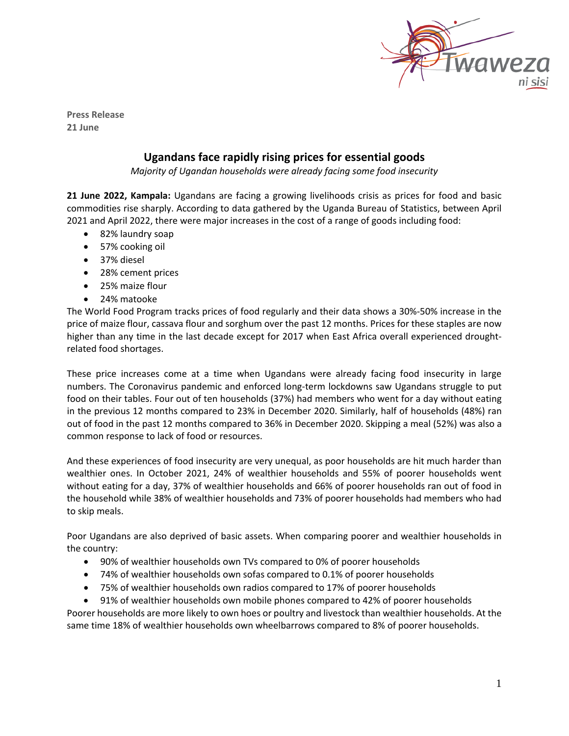**Press Release**
**21 June**

# Ugandans face rapidly rising prices for essential goods

*Majority of Ugandan households were already facing some food insecurity*

**21 June 2022, Kampala:** Ugandans are facing a growing livelihoods crisis as prices for food and basic commodities rise sharply. According to data gathered by the Uganda Bureau of Statistics, between April 2021 and April 2022, there were major increases in the cost of a range of goods including food:

- 82% laundry soap
- 57% cooking oil
- 37% diesel
- 28% cement prices
- 25% maize flour
- 24% matooke

The World Food Program tracks prices of food regularly and their data shows a 30%-50% increase in the price of maize flour, cassava flour and sorghum over the past 12 months. Prices for these staples are now higher than any time in the last decade except for 2017 when East Africa overall experienced drought-related food shortages.

These price increases come at a time when Ugandans were already facing food insecurity in large numbers. The Coronavirus pandemic and enforced long-term lockdowns saw Ugandans struggle to put food on their tables. Four out of ten households (37%) had members who went for a day without eating in the previous 12 months compared to 23% in December 2020. Similarly, half of households (48%) ran out of food in the past 12 months compared to 36% in December 2020. Skipping a meal (52%) was also a common response to lack of food or resources.

And these experiences of food insecurity are very unequal, as poor households are hit much harder than wealthier ones. In October 2021, 24% of wealthier households and 55% of poorer households went without eating for a day, 37% of wealthier households and 66% of poorer households ran out of food in the household while 38% of wealthier households and 73% of poorer households had members who had to skip meals.

Poor Ugandans are also deprived of basic assets. When comparing poorer and wealthier households in the country:

- 90% of wealthier households own TVs compared to 0% of poorer households
- 74% of wealthier households own sofas compared to 0.1% of poorer households
- 75% of wealthier households own radios compared to 17% of poorer households
- 91% of wealthier households own mobile phones compared to 42% of poorer households

Poorer households are more likely to own hoes or poultry and livestock than wealthier households. At the same time 18% of wealthier households own wheelbarrows compared to 8% of poorer households.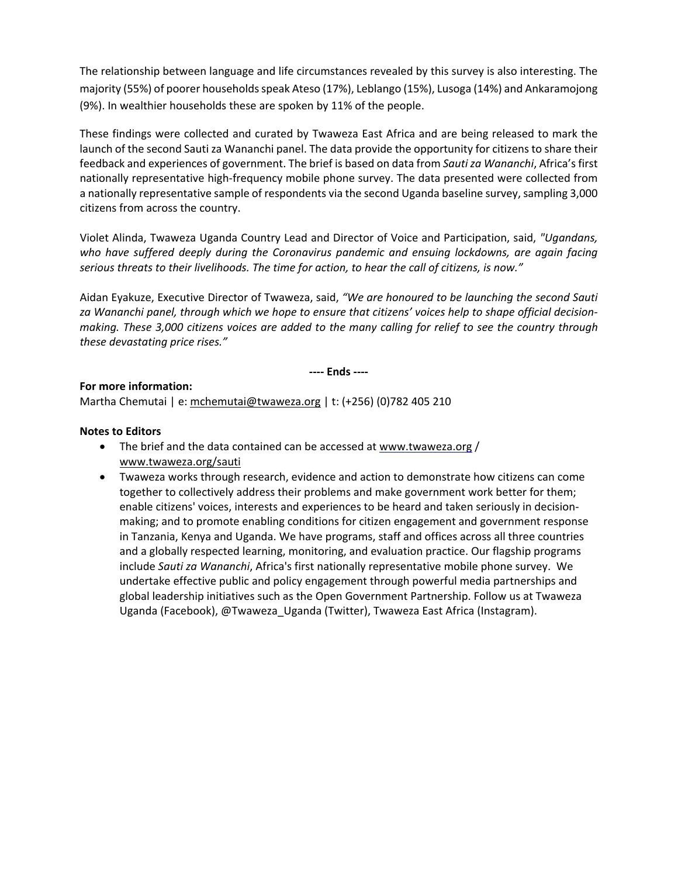The relationship between language and life circumstances revealed by this survey is also interesting. The majority (55%) of poorer households speak Ateso (17%), Leblango (15%), Lusoga (14%) and Ankaramojong (9%). In wealthier households these are spoken by 11% of the people.

These findings were collected and curated by Twaweza East Africa and are being released to mark the launch of the second Sauti za Wananchi panel. The data provide the opportunity for citizens to share their feedback and experiences of government. The brief is based on data from *Sauti za Wananchi*, Africa's first nationally representative high-frequency mobile phone survey. The data presented were collected from a nationally representative sample of respondents via the second Uganda baseline survey, sampling 3,000 citizens from across the country.

Violet Alinda, Twaweza Uganda Country Lead and Director of Voice and Participation, said, *"Ugandans, who have suffered deeply during the Coronavirus pandemic and ensuing lockdowns, are again facing serious threats to their livelihoods. The time for action, to hear the call of citizens, is now."*

Aidan Eyakuze, Executive Director of Twaweza, said, *"We are honoured to be launching the second Sauti za Wananchi panel, through which we hope to ensure that citizens' voices help to shape official decision-making. These 3,000 citizens voices are added to the many calling for relief to see the country through these devastating price rises."*

**---- Ends ----**

**For more information:**
Martha Chemutai | e: mchemutai@twaweza.org | t: (+256) (0)782 405 210

**Notes to Editors**

- The brief and the data contained can be accessed at www.twaweza.org / www.twaweza.org/sauti
- Twaweza works through research, evidence and action to demonstrate how citizens can come together to collectively address their problems and make government work better for them; enable citizens' voices, interests and experiences to be heard and taken seriously in decision-making; and to promote enabling conditions for citizen engagement and government response in Tanzania, Kenya and Uganda. We have programs, staff and offices across all three countries and a globally respected learning, monitoring, and evaluation practice. Our flagship programs include *Sauti za Wananchi*, Africa's first nationally representative mobile phone survey. We undertake effective public and policy engagement through powerful media partnerships and global leadership initiatives such as the Open Government Partnership. Follow us at Twaweza Uganda (Facebook), @Twaweza_Uganda (Twitter), Twaweza East Africa (Instagram).